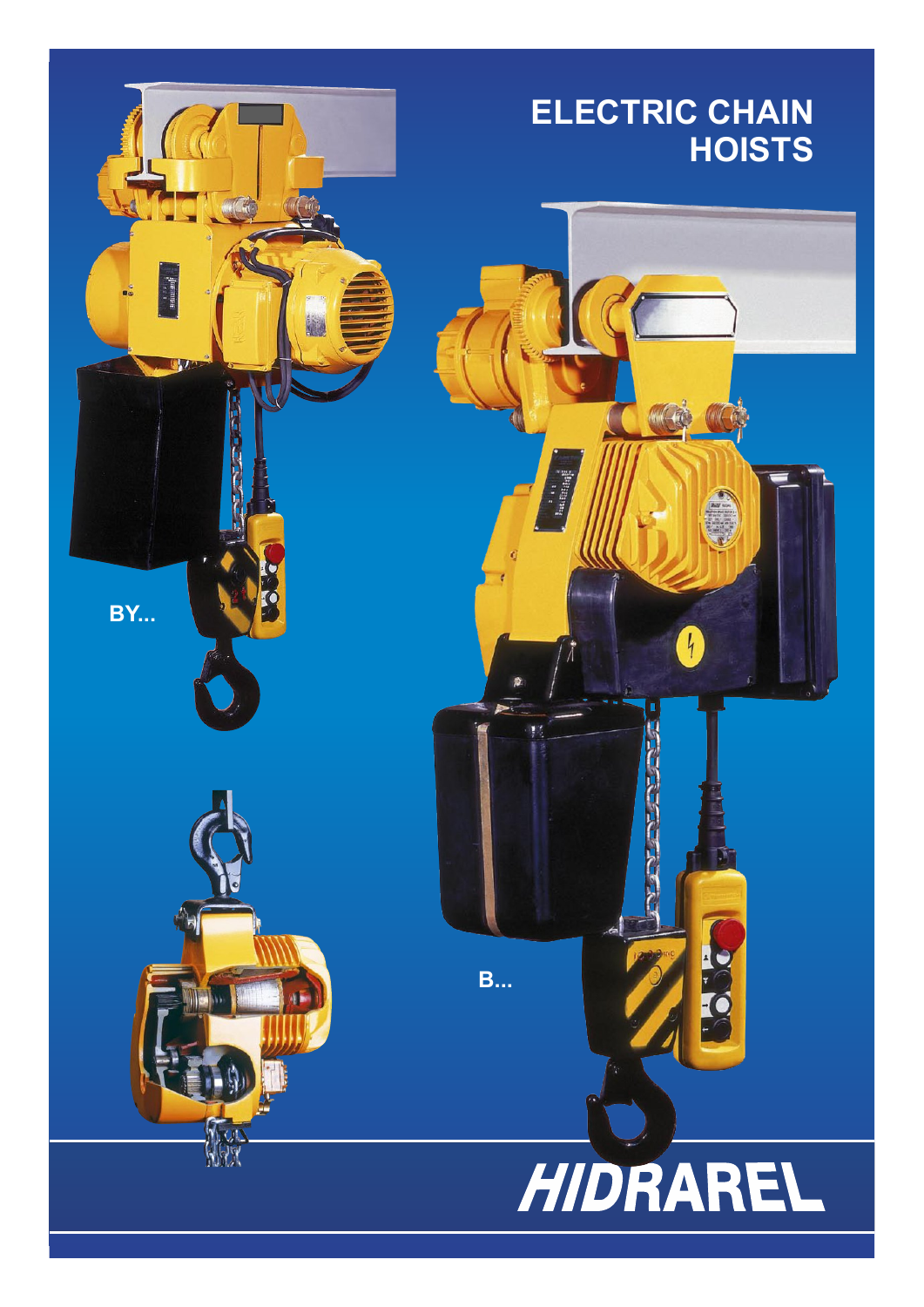# ELECTRIC CHAIN HOISTS

BY...

B...

HIDRAREL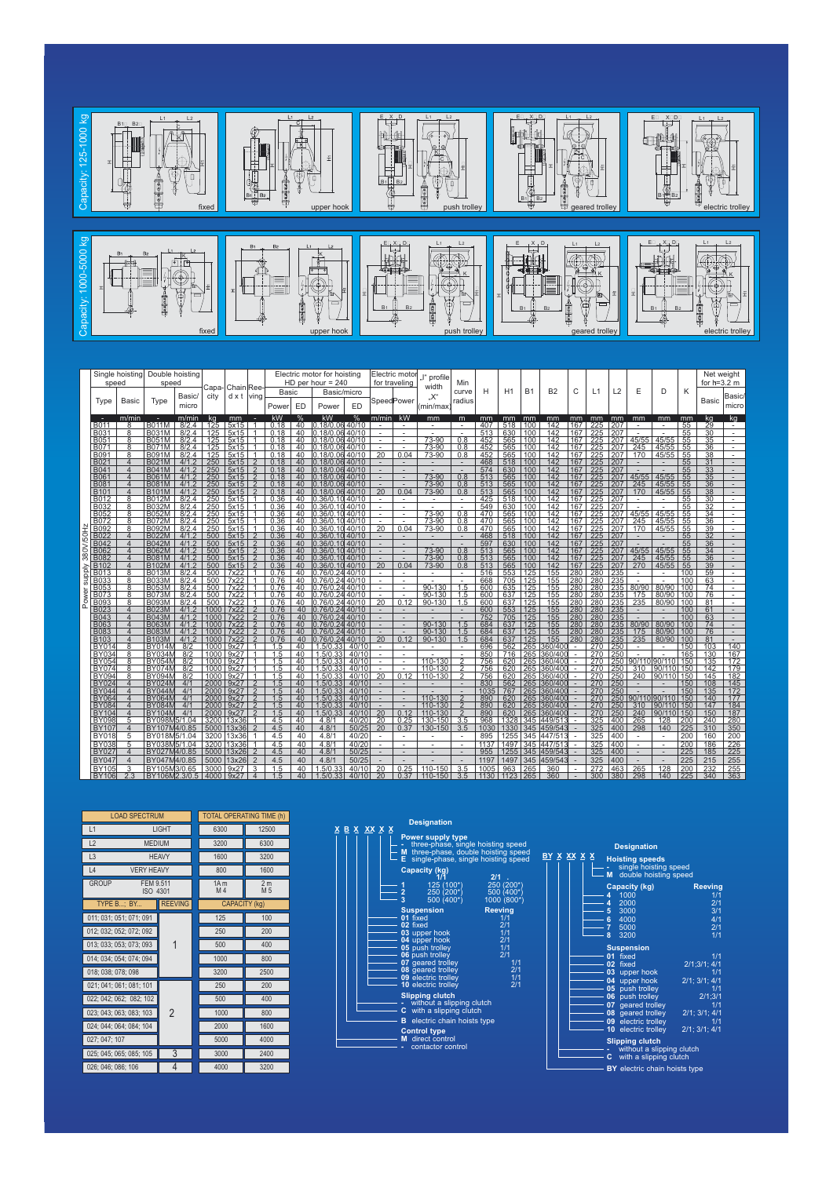Capacity: 125-1000 kg

fixed | upper hook | push trolley | geared trolley | electric trolley

Capacity: 1000-5000 kg

fixed | upper hook | push trolley | geared trolley | electric trolley

| Single hoisting speed | | Double hoisting speed | | Capa-city | Chain d x t | Ree-ving | Electric motor for hoisting HD per hour = 240 | | | | Electric motor for traveling | | „I" profile width „X" (min/max) | Min curve radius | H | H1 | B1 | B2 | C | L1 | L2 | E | D | K | Net weight for h=3,2 m | |
|---|---|---|---|---|---|---|---|---|---|---|---|---|---|---|---|---|---|---|---|---|---|---|---|---|---|---|
| Type | Basic | Type | Basic/ micro | | | | Basic | | Basic/micro | | Speed | Power | | | | | | | | | | | | | Basic | Basic/ micro |
| | | | | | | | Power | ED | Power | ED | | | | | | | | | | | | | | | | |
| - | m/min | - | m/min | kg | mm | - | kW | % | kW | % | m/min | kW | mm | m | mm | mm | mm | mm | mm | mm | mm | mm | mm | mm | kg | kg |
| B011 | 8 | B011M | 8/2.4 | 125 | 5x15 | 1 | 0.18 | 40 | 0.18/0.06 | 40/10 | - | - | - | - | 407 | 518 | 100 | 142 | 167 | 225 | 207 | - | - | 55 | 29 | - |
| B031 | 8 | B031M | 8/2.4 | 125 | 5x15 | 1 | 0.18 | 40 | 0.18/0.06 | 40/10 | - | - | - | - | 513 | 630 | 100 | 142 | 167 | 225 | 207 | - | - | 55 | 30 | - |
| B051 | 8 | B051M | 8/2.4 | 125 | 5x15 | 1 | 0.18 | 40 | 0.18/0.06 | 40/10 | - | - | 73-90 | 0.8 | 452 | 565 | 100 | 142 | 167 | 225 | 207 | 45/55 | 45/55 | 55 | 35 | - |
| B071 | 8 | B071M | 8/2.4 | 125 | 5x15 | 1 | 0.18 | 40 | 0.18/0.06 | 40/10 | - | - | 73-90 | 0.8 | 452 | 565 | 100 | 142 | 167 | 225 | 207 | 245 | 45/55 | 55 | 36 | - |
| B091 | 8 | B091M | 8/2.4 | 125 | 5x15 | 1 | 0.18 | 40 | 0.18/0.06 | 40/10 | 20 | 0.04 | 73-90 | 0.8 | 452 | 565 | 100 | 142 | 167 | 225 | 207 | 170 | 45/55 | 55 | 38 | - |
| B021 | 4 | B021M | 4/1.2 | 250 | 5x15 | 2 | 0.18 | 40 | 0.18/0.06 | 40/10 | - | - | - | - | 468 | 518 | 100 | 142 | 167 | 225 | 207 | - | - | 55 | 31 | - |
| B041 | 4 | B041M | 4/1.2 | 250 | 5x15 | 2 | 0.18 | 40 | 0.18/0.06 | 40/10 | - | - | - | - | 574 | 630 | 100 | 142 | 167 | 225 | 207 | - | - | 55 | 33 | - |
| B061 | 4 | B061M | 4/1.2 | 250 | 5x15 | 2 | 0.18 | 40 | 0.18/0.06 | 40/10 | - | - | 73-90 | 0.8 | 513 | 565 | 100 | 142 | 167 | 225 | 207 | 45/55 | 45/55 | 55 | 35 | - |
| B081 | 4 | B081M | 4/1.2 | 250 | 5x15 | 2 | 0.18 | 40 | 0.18/0.06 | 40/10 | - | - | 73-90 | 0.8 | 513 | 565 | 100 | 142 | 167 | 225 | 207 | 245 | 45/55 | 55 | 36 | - |
| B101 | 4 | B101M | 4/1.2 | 250 | 5x15 | 2 | 0.18 | 40 | 0.18/0.06 | 40/10 | 20 | 0.04 | 73-90 | 0.8 | 513 | 565 | 100 | 142 | 167 | 225 | 207 | 170 | 45/55 | 55 | 38 | - |
| B012 | 8 | B012M | 8/2.4 | 250 | 5x15 | 1 | 0.36 | 40 | 0.36/0.10 | 40/10 | - | - | - | - | 425 | 518 | 100 | 142 | 167 | 225 | 207 | - | - | 55 | 30 | - |
| B032 | 8 | B032M | 8/2.4 | 250 | 5x15 | 1 | 0.36 | 40 | 0.36/0.10 | 40/10 | - | - | - | - | 549 | 630 | 100 | 142 | 167 | 225 | 207 | - | - | 55 | 32 | - |
| B052 | 8 | B052M | 8/2.4 | 250 | 5x15 | 1 | 0.36 | 40 | 0.36/0.10 | 40/10 | - | - | 73-90 | 0.8 | 470 | 565 | 100 | 142 | 167 | 225 | 207 | 45/55 | 45/55 | 55 | 34 | - |
| B072 | 8 | B072M | 8/2.4 | 250 | 5x15 | 1 | 0.36 | 40 | 0.36/0.10 | 40/10 | - | - | 73-90 | 0.8 | 470 | 565 | 100 | 142 | 167 | 225 | 207 | 245 | 45/55 | 55 | 36 | - |
| B092 | 8 | B092M | 8/2.4 | 250 | 5x15 | 1 | 0.36 | 40 | 0.36/0.10 | 40/10 | 20 | 0.04 | 73-90 | 0.8 | 470 | 565 | 100 | 142 | 167 | 225 | 207 | 170 | 45/55 | 55 | 39 | - |
| B022 | 4 | B022M | 4/1.2 | 500 | 5x15 | 2 | 0.36 | 40 | 0.36/0.10 | 40/10 | - | - | - | - | 488 | 518 | 100 | 142 | 167 | 225 | 207 | - | - | 55 | 32 | - |
| B042 | 4 | B042M | 4/1.2 | 500 | 5x15 | 2 | 0.36 | 40 | 0.36/0.10 | 40/10 | - | - | - | - | 597 | 630 | 100 | 142 | 167 | 225 | 207 | - | - | 55 | 36 | - |
| B062 | 4 | B062M | 4/1.2 | 500 | 5x15 | 2 | 0.36 | 40 | 0.36/0.10 | 40/10 | - | - | 73-90 | 0.8 | 513 | 565 | 100 | 142 | 167 | 225 | 207 | 45/55 | 45/55 | 55 | 34 | - |
| B082 | 4 | B082M | 4/1.2 | 500 | 5x15 | 2 | 0.36 | 40 | 0.36/0.10 | 40/10 | - | - | 73-90 | 0.8 | 513 | 565 | 100 | 142 | 167 | 225 | 207 | 245 | 45/55 | 55 | 36 | - |
| B102 | 4 | B102M | 4/1.2 | 500 | 5x15 | 2 | 0.36 | 40 | 0.36/0.10 | 40/10 | 20 | 0.04 | 73-90 | 0.8 | 513 | 565 | 100 | 142 | 167 | 225 | 207 | 270 | 45/55 | 55 | 39 | - |
| B013 | 8 | B013M | 8/2.4 | 500 | 7x22 | 1 | 0.76 | 40 | 0.76/0.24 | 40/10 | - | - | - | - | 516 | 553 | 125 | 155 | 280 | 280 | 235 | - | - | 100 | 59 | - |
| B033 | 8 | B033M | 8/2.4 | 500 | 7x22 | 1 | 0.76 | 40 | 0.76/0.24 | 40/10 | - | - | - | - | 668 | 705 | 125 | 155 | 280 | 280 | 235 | - | - | 100 | 63 | - |
| B053 | 8 | B053M | 8/2.4 | 500 | 7x22 | 1 | 0.76 | 40 | 0.76/0.24 | 40/10 | - | - | 90-130 | 1.5 | 600 | 635 | 125 | 155 | 280 | 280 | 235 | 80/90 | 80/90 | 100 | 74 | - |
| B073 | 8 | B073M | 8/2.4 | 500 | 7x22 | 1 | 0.76 | 40 | 0.76/0.24 | 40/10 | - | - | 90-130 | 1.5 | 600 | 637 | 125 | 155 | 280 | 280 | 235 | 175 | 80/90 | 100 | 76 | - |
| B093 | 8 | B093M | 8/2.4 | 500 | 7x22 | 1 | 0.76 | 40 | 0.76/0.24 | 40/10 | 20 | 0.12 | 90-130 | 1.5 | 600 | 637 | 125 | 155 | 280 | 280 | 235 | 235 | 80/90 | 100 | 81 | - |
| B023 | 4 | B023M | 4/1.2 | 1000 | 7x22 | 2 | 0.76 | 40 | 0.76/0.24 | 40/10 | - | - | - | - | 600 | 553 | 125 | 155 | 280 | 280 | 235 | - | - | 100 | 61 | - |
| B043 | 4 | B043M | 4/1.2 | 1000 | 7x22 | 2 | 0.76 | 40 | 0.76/0.24 | 40/10 | - | - | - | - | 752 | 705 | 125 | 155 | 280 | 280 | 235 | - | - | 100 | 63 | - |
| B063 | 4 | B063M | 4/1.2 | 1000 | 7x22 | 2 | 0.76 | 40 | 0.76/0.24 | 40/10 | - | - | 90-130 | 1.5 | 684 | 637 | 125 | 155 | 280 | 280 | 235 | 80/90 | 80/90 | 100 | 74 | - |
| B083 | 4 | B083M | 4/1.2 | 1000 | 7x22 | 2 | 0.76 | 40 | 0.76/0.24 | 40/10 | - | - | 90-130 | 1.5 | 684 | 637 | 125 | 155 | 280 | 280 | 235 | 175 | 80/90 | 100 | 76 | - |
| B103 | 4 | B103M | 4/1.2 | 1000 | 7x22 | 2 | 0.76 | 40 | 0.76/0.24 | 40/10 | 20 | 0.12 | 90-130 | 1.5 | 684 | 637 | 125 | 155 | 280 | 280 | 235 | 235 | 80/90 | 100 | 81 | - |
| BY014 | 8 | BY014M | 8/2 | 1000 | 9x27 | 1 | 1.5 | 40 | 1.5/0.33 | 40/10 | - | - | - | - | 696 | 562 | 265 | 360/400 | - | 270 | 250 | - | - | 150 | 103 | 140 |
| BY034 | 8 | BY034M | 8/2 | 1000 | 9x27 | 1 | 1.5 | 40 | 1.5/0.33 | 40/10 | - | - | - | - | 850 | 716 | 265 | 360/400 | - | 270 | 250 | - | - | 165 | 130 | 167 |
| BY054 | 8 | BY054M | 8/2 | 1000 | 9x27 | 1 | 1.5 | 40 | 1.5/0.33 | 40/10 | - | - | 110-130 | 2 | 756 | 620 | 265 | 360/400 | - | 270 | 250 | 90/110 | 90/110 | 150 | 135 | 172 |
| BY074 | 8 | BY074M | 8/2 | 1000 | 9x27 | 1 | 1.5 | 40 | 1.5/0.33 | 40/10 | - | - | 110-130 | 2 | 756 | 620 | 265 | 360/400 | - | 270 | 250 | 310 | 90/110 | 150 | 142 | 179 |
| BY094 | 8 | BY094M | 8/2 | 1000 | 9x27 | 1 | 1.5 | 40 | 1.5/0.33 | 40/10 | 20 | 0.12 | 110-130 | 2 | 756 | 620 | 265 | 360/400 | - | 270 | 250 | 240 | 90/110 | 150 | 145 | 182 |
| BY024 | 4 | BY024M | 4/1 | 2000 | 9x27 | 2 | 1.5 | 40 | 1.5/0.33 | 40/10 | - | - | - | - | 830 | 562 | 265 | 360/400 | - | 270 | 250 | - | - | 150 | 108 | 145 |
| BY044 | 4 | BY044M | 4/1 | 2000 | 9x27 | 2 | 1.5 | 40 | 1.5/0.33 | 40/10 | - | - | - | - | 1035 | 767 | 265 | 360/400 | - | 270 | 250 | - | - | 150 | 135 | 172 |
| BY064 | 4 | BY064M | 4/1 | 2000 | 9x27 | 2 | 1.5 | 40 | 1.5/0.33 | 40/10 | - | - | 110-130 | 2 | 890 | 620 | 265 | 360/400 | - | 270 | 250 | 90/110 | 90/110 | 150 | 140 | 177 |
| BY084 | 4 | BY084M | 4/1 | 2000 | 9x27 | 2 | 1.5 | 40 | 1.5/0.33 | 40/10 | - | - | 110-130 | 2 | 890 | 620 | 265 | 360/400 | - | 270 | 250 | 310 | 90/110 | 150 | 147 | 184 |
| BY104 | 4 | BY104M | 4/1 | 2000 | 9x27 | 2 | 1.5 | 40 | 1.5/0.33 | 40/10 | 20 | 0.12 | 110-130 | 2 | 890 | 620 | 265 | 360/400 | - | 270 | 250 | 240 | 90/110 | 150 | 150 | 187 |
| BY098 | 5 | BY098M | 5/1.04 | 3200 | 13x36 | 1 | 4.5 | 40 | 4.8/1 | 40/20 | 20 | 0.25 | 130-150 | 3.5 | 968 | 1328 | 345 | 449/513 | - | 325 | 400 | 265 | 128 | 200 | 240 | 280 |
| BY107 | 4 | BY107M | 4/0.85 | 5000 | 13x36 | 2 | 4.5 | 40 | 4.8/1 | 50/25 | 20 | 0.37 | 130-150 | 3.5 | 1030 | 1330 | 345 | 459/543 | - | 325 | 400 | 298 | 140 | 225 | 310 | 350 |
| BY018 | 5 | BY018M | 5/1.04 | 3200 | 13x36 | 1 | 4.5 | 40 | 4.8/1 | 40/20 | - | - | - | - | 895 | 1255 | 345 | 447/513 | - | 325 | 400 | - | - | 200 | 160 | 200 |
| BY038 | 5 | BY038M | 5/1.04 | 3200 | 13x36 | 1 | 4.5 | 40 | 4.8/1 | 40/20 | - | - | - | - | 1137 | 1497 | 345 | 447/513 | - | 325 | 400 | - | - | 200 | 186 | 226 |
| BY027 | 4 | BY027M | 4/0.85 | 5000 | 13x26 | 2 | 4.5 | 40 | 4.8/1 | 50/25 | - | - | - | - | 955 | 1255 | 345 | 459/543 | - | 325 | 400 | - | - | 225 | 185 | 225 |
| BY047 | 4 | BY047M | 4/0.85 | 5000 | 13x26 | 2 | 4.5 | 40 | 4.8/1 | 50/25 | - | - | - | - | 1197 | 1497 | 345 | 459/543 | - | 325 | 400 | - | - | 225 | 215 | 255 |
| BY105 | 3 | BY105M | 3/0.65 | 3000 | 9x27 | 3 | 1.5 | 40 | 1.5/0.33 | 40/10 | 20 | 0.25 | 110-150 | 3.5 | 1005 | 963 | 265 | 360 | - | 272 | 463 | 265 | 128 | 200 | 232 | 255 |
| BY106 | 2.3 | BY106M | 2.3/0.5 | 4000 | 9x27 | 4 | 1.5 | 40 | 1.5/0.33 | 40/10 | 20 | 0.37 | 110-150 | 3.5 | 1130 | 1123 | 265 | 360 | - | 300 | 380 | 298 | 140 | 225 | 340 | 363 |

Power supply 380V/50Hz

| LOAD SPECTRUM | | TOTAL OPERATING TIME (h) | |
|---|---|---|---|
| L1 | LIGHT | 6300 | 12500 |
| L2 | MEDIUM | 3200 | 6300 |
| L3 | HEAVY | 1600 | 3200 |
| L4 | VERY HEAVY | 800 | 1600 |
| GROUP | FEM 9.511 ISO 4301 | 1Am M4 | 2m M5 |
| TYPE B...; BY... | REEVING | CAPACITY (kg) | |
| 011; 031; 051; 071; 091 | 1 | 125 | 100 |
| 012; 032; 052; 072; 092 | 1 | 250 | 200 |
| 013; 033; 053; 073; 093 | 1 | 500 | 400 |
| 014; 034; 054; 074; 094 | 1 | 1000 | 800 |
| 018; 038; 078; 098 | 1 | 3200 | 2500 |
| 021; 041; 061; 081; 101 | 2 | 250 | 200 |
| 022; 042; 062; 082; 102 | 2 | 500 | 400 |
| 023; 043; 063; 083; 103 | 2 | 1000 | 800 |
| 024; 044; 064; 084; 104 | 2 | 2000 | 1600 |
| 027; 047; 107 | 2 | 5000 | 4000 |
| 025; 045; 065; 085; 105 | 3 | 3000 | 2400 |
| 026; 046; 086; 106 | 4 | 4000 | 3200 |

## Designation

**X B X XX X X**

**Power supply type**
- **-** three-phase, single hoisting speed
- **M** three-phase, double hoisting speed
- **E** single-phase, single hoisting speed

**Capacity (kg)**

| | 1/1 | 2/1 |
|---|---|---|
| 1 | 125 (100*) | 250 (200*) |
| 2 | 250 (200*) | 500 (400*) |
| 3 | 500 (400*) | 1000 (800*) |

| Suspension | Reeving |
|---|---|
| 01 fixed | 1/1 |
| 02 fixed | 2/1 |
| 03 upper hook | 1/1 |
| 04 upper hook | 2/1 |
| 05 push trolley | 1/1 |
| 06 push trolley | 2/1 |
| 07 geared trolley | 1/1 |
| 08 geared trolley | 2/1 |
| 09 electric trolley | 1/1 |
| 10 electric trolley | 2/1 |

**Slipping clutch**
- **-** without a slipping clutch
- **C** with a slipping clutch

**B** electric chain hoists type

**Control type**
- **M** direct control
- **-** contactor control

## Designation

**BY X XX X X**

**Hoisting speeds**
- **-** single hoisting speed
- **M** double hoisting speed

| Capacity (kg) | Reeving |
|---|---|
| 4 1000 | 1/1 |
| 4 2000 | 2/1 |
| 5 3000 | 3/1 |
| 6 4000 | 4/1 |
| 7 5000 | 2/1 |
| 8 3200 | 1/1 |

**Suspension**

| | |
|---|---|
| 01 fixed | 1/1 |
| 02 fixed | 2/1;3/1; 4/1 |
| 03 upper hook | 1/1 |
| 04 upper hook | 2/1; 3/1; 4/1 |
| 05 push trolley | 1/1 |
| 06 push trolley | 2/1;3/1 |
| 07 geared trolley | 1/1 |
| 08 geared trolley | 2/1; 3/1; 4/1 |
| 09 electric trolley | 1/1 |
| 10 electric trolley | 2/1; 3/1; 4/1 |

**Slipping clutch**
- **-** without a slipping clutch
- **C** with a slipping clutch

**BY** electric chain hoists type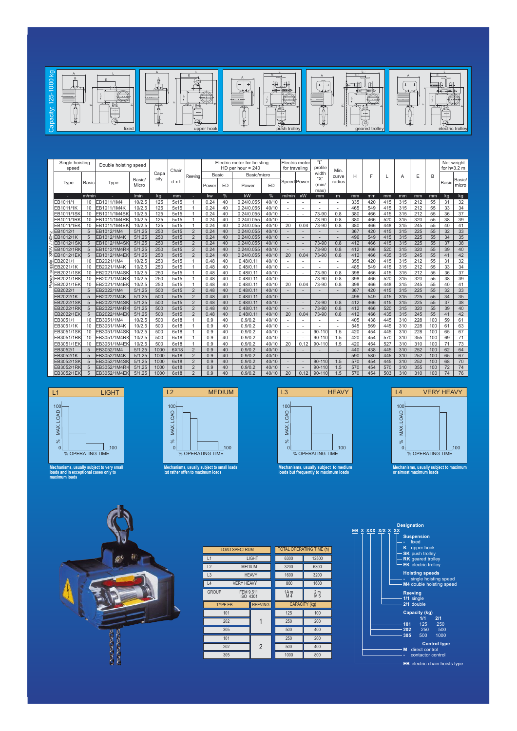Capacity: 125-1000 kg

fixed | upper hook | push trolley | geared trolley | electric trolley

Power supply: 380V / 50Hz

| Single hoisting speed | | Double hoisting speed | | Capacity | Chain | Reeving | Electric motor for hoisting HD per hour = 240 | | | | Electric motor for traveling | | "I" profile width "X" | Min. curve radius | H | F | L | A | E | B | Net weight for h=3.2 m | |
|---|---|---|---|---|---|---|---|---|---|---|---|---|---|---|---|---|---|---|---|---|---|---|
| | | | | | | | Basic | | Basic/micro | | | | | | | | | | | | | |
| Type | Basic | Type | Basic/ Micro | | d x t | | Power | ED | Power | ED | Speed | Power | (min/ max) | | | | | | | | Basic | Basic/ micro |
| - | m/min | - | /min | kg | mm | - | kw | % | kW | % | m/min | kW | mm | m | mm | mm | mm | mm | mm | mm | kg | kg |
| EB1011/1 | 10 | EB1011/1M4 | 10/2.5 | 125 | 5x15 | 1 | 0.24 | 40 | 0.24/0.055 | 40/10 | - | - | - | - | 335 | 420 | 415 | 315 | 212 | 55 | 31 | 32 |
| EB1011/1K | 10 | EB1011/1M4K | 10/2.5 | 125 | 5x15 | 1 | 0.24 | 40 | 0.24/0.055 | 40/10 | - | - | - | - | 465 | 549 | 415 | 315 | 212 | 55 | 33 | 34 |
| EB1011/1SK | 10 | EB1011/1M4SK | 10/2.5 | 125 | 5x15 | 1 | 0.24 | 40 | 0.24/0.055 | 40/10 | - | - | 73-90 | 0.8 | 380 | 466 | 415 | 315 | 212 | 55 | 36 | 37 |
| EB1011/1RK | 10 | EB1011/1M4RK | 10/2.5 | 125 | 5x15 | 1 | 0.24 | 40 | 0.24/0.055 | 40/10 | - | - | 73-90 | 0.8 | 380 | 466 | 520 | 315 | 320 | 55 | 38 | 39 |
| EB1011/1EK | 10 | EB1011/1M4EK | 10/2.5 | 125 | 5x15 | 1 | 0.24 | 40 | 0.24/0.055 | 40/10 | 20 | 0.04 | 73-90 | 0.8 | 380 | 466 | 448 | 315 | 245 | 55 | 40 | 41 |
| EB1012/1 | 5 | EB1012/1M4 | 5/1.25 | 250 | 5x15 | 2 | 0.24 | 40 | 0.24/0.055 | 40/10 | - | - | - | - | 367 | 420 | 415 | 315 | 225 | 55 | 32 | 33 |
| EB1012/1K | 5 | EB1012/1M4K | 5/1.25 | 250 | 5x15 | 2 | 0.24 | 40 | 0.24/0.055 | 40/10 | - | - | - | - | 496 | 549 | 415 | 315 | 225 | 55 | 34 | 35 |
| EB1012/1SK | 5 | EB1012/1M4SK | 5/1.25 | 250 | 5x15 | 2 | 0.24 | 40 | 0.24/0.055 | 40/10 | - | - | 73-90 | 0.8 | 412 | 466 | 415 | 315 | 225 | 55 | 37 | 38 |
| EB1012/1RK | 5 | EB1012/1M4RK | 5/1.25 | 250 | 5x15 | 2 | 0.24 | 40 | 0.24/0.055 | 40/10 | - | - | 73-90 | 0.8 | 412 | 466 | 520 | 315 | 320 | 55 | 39 | 40 |
| EB1012/1EK | 5 | EB1012/1M4EK | 5/1.25 | 250 | 5x15 | 2 | 0.24 | 40 | 0.24/0.055 | 40/10 | 20 | 0.04 | 73-90 | 0.8 | 412 | 466 | 435 | 315 | 245 | 55 | 41 | 42 |
| EB2021/1 | 10 | EB2021/1M4 | 10/2.5 | 250 | 5x15 | 1 | 0.48 | 40 | 0.48/0.11 | 40/10 | - | - | - | - | 355 | 420 | 415 | 315 | 212 | 55 | 31 | 32 |
| EB2021/1K | 10 | EB2021/1M4K | 10/2.5 | 250 | 5x15 | 1 | 0.48 | 40 | 0.48/0.11 | 40/10 | - | - | - | - | 485 | 549 | 415 | 315 | 212 | 55 | 33 | 34 |
| EB2021/1SK | 10 | EB2021/1M4SK | 10/2.5 | 250 | 5x15 | 1 | 0.48 | 40 | 0.48/0.11 | 40/10 | - | - | 73-90 | 0.8 | 398 | 466 | 415 | 315 | 212 | 55 | 36 | 37 |
| EB2021/1RK | 10 | EB2021/1M4RK | 10/2.5 | 250 | 5x15 | 1 | 0.48 | 40 | 0.48/0.11 | 40/10 | - | - | 73-90 | 0.8 | 398 | 466 | 520 | 315 | 320 | 55 | 38 | 39 |
| EB2021/1EK | 10 | EB2021/1M4EK | 10/2.5 | 250 | 5x15 | 1 | 0.48 | 40 | 0.48/0.11 | 40/10 | 20 | 0.04 | 73-90 | 0.8 | 398 | 466 | 448 | 315 | 245 | 55 | 40 | 41 |
| EB2022/1 | 5 | EB2022/1M4 | 5/1.25 | 500 | 5x15 | 2 | 0.48 | 40 | 0.48/0.11 | 40/10 | - | - | - | - | 367 | 420 | 415 | 315 | 225 | 55 | 32 | 33 |
| EB2022/1K | 5 | EB2022/1M4K | 5/1.25 | 500 | 5x15 | 2 | 0.48 | 40 | 0.48/0.11 | 40/10 | - | - | - | - | 496 | 549 | 415 | 315 | 225 | 55 | 34 | 35 |
| EB2022/1SK | 5 | EB2022/1M4SK | 5/1.25 | 500 | 5x15 | 2 | 0.48 | 40 | 0.48/0.11 | 40/10 | - | - | 73-90 | 0.8 | 412 | 466 | 415 | 315 | 225 | 55 | 37 | 38 |
| EB2022/1RK | 5 | EB2022/1M4RK | 5/1.25 | 500 | 5x15 | 2 | 0.48 | 40 | 0.48/0.11 | 40/10 | - | - | 73-90 | 0.8 | 412 | 466 | 520 | 315 | 320 | 55 | 39 | 40 |
| EB2022/1EK | 5 | EB2022/1M4EK | 5/1.25 | 500 | 5x15 | 2 | 0.48 | 40 | 0.48/0.11 | 40/10 | 20 | 0.04 | 73-90 | 0.8 | 412 | 466 | 435 | 315 | 245 | 55 | 41 | 42 |
| EB3051/1 | 10 | EB3051/1M4 | 10/2.5 | 500 | 6x18 | 1 | 0.9 | 40 | 0.9/0.2 | 40/10 | - | - | - | - | 405 | 438 | 445 | 310 | 228 | 100 | 59 | 61 |
| EB3051/1K | 10 | EB3051/1M4K | 10/2.5 | 500 | 6x18 | 1 | 0.9 | 40 | 0.9/0.2 | 40/10 | - | - | - | - | 545 | 569 | 445 | 310 | 228 | 100 | 61 | 63 |
| EB3051/1SK | 10 | EB3051/1M4SK | 10/2.5 | 500 | 6x18 | 1 | 0.9 | 40 | 0.9/0.2 | 40/10 | - | - | 90-110 | 1.5 | 420 | 454 | 445 | 310 | 228 | 100 | 65 | 67 |
| EB3051/1RK | 10 | EB3051/1M4RK | 10/2.5 | 500 | 6x18 | 1 | 0.9 | 40 | 0.9/0.2 | 40/10 | - | - | 90-110 | 1.5 | 420 | 454 | 570 | 310 | 355 | 100 | 69 | 71 |
| EB3051/1EK | 10 | EB3051/1M4EK | 10/2.5 | 500 | 6x18 | 1 | 0.9 | 40 | 0.9/0.2 | 40/10 | 20 | 0.12 | 90-110 | 1.5 | 420 | 454 | 527 | 310 | 310 | 100 | 71 | 73 |
| EB3052/1 | 5 | EB3052/1M4 | 5/1.25 | 1000 | 6X18 | 2 | 0.9 | 40 | 0.9/0.2 | 40/10 | - | - | - | - | 440 | 438 | 445 | 310 | 252 | 100 | 62 | 64 |
| EB3052/1K | 5 | EB3052/1M4K | 5/1.25 | 1000 | 6x18 | 2 | 0.9 | 40 | 0.9/0.2 | 40/10 | - | - | - | - | 590 | 580 | 445 | 310 | 252 | 100 | 65 | 67 |
| EB3052/1SK | 5 | EB3052/1M4SK | 5/1.25 | 1000 | 6x18 | 2 | 0.9 | 40 | 0.9/0.2 | 40/10 | - | - | 90-110 | 1.5 | 570 | 454 | 445 | 310 | 252 | 100 | 68 | 70 |
| EB3052/1RK | 5 | EB3052/1M4RK | 5/1.25 | 1000 | 6x18 | 2 | 0.9 | 40 | 0.9/0.2 | 40/10 | - | - | 90-110 | 1.5 | 570 | 454 | 570 | 310 | 355 | 100 | 72 | 74 |
| EB3052/1EK | 5 | EB3052/1M4EK | 5/1.25 | 1000 | 6x18 | 2 | 0.9 | 40 | 0.9/0.2 | 40/10 | 20 | 0.12 | 90-110 | 1.5 | 570 | 454 | 503 | 310 | 310 | 100 | 74 | 76 |

**L1 LIGHT**

Mechanisms, usually subject to very small loads and in exceptional cases only to maximum loads

**L2 MEDIUM**

Mechanisms, usually subject to small loads but rather often to maximum loads

**L3 HEAVY**

Mechanisms, usually subject to medium loads but frequently to maximum loads

**L4 VERY HEAVY**

Mechanisms, usually subject to maximum or almost maximum loads

(Charts: % MAX. LOAD vs. % OPERATING TIME)

| LOAD SPECTRUM | | TOTAL OPERATING TIME (h) | |
|---|---|---|---|
| L1 | LIGHT | 6300 | 12500 |
| L2 | MEDIUM | 3200 | 6300 |
| L3 | HEAVY | 1600 | 3200 |
| L4 | VERY HEAVY | 800 | 1600 |
| GROUP | FEM 9.511 ISO 4301 | 1A m M 4 | 2 m M 5 |

| TYPE EB... | REEVING | CAPACITY (kg) | |
|---|---|---|---|
| 101 | 1 | 125 | 100 |
| 202 | 1 | 250 | 200 |
| 305 | 1 | 500 | 400 |
| 101 | 2 | 250 | 200 |
| 202 | 2 | 500 | 400 |
| 305 | 2 | 1000 | 800 |

**Designation**

EB X XXX X/X X XX

**Suspension**
- \- fixed
- K upper hook
- SK push trolley
- RK geared trolley
- EK electric trolley

**Hoisting speeds**
- \- single hoisting speed
- M4 double hoisting speed

**Reeving**
- 1/1 single
- 2/1 double

**Capacity (kg)**

| | 1/1 | 2/1 |
|---|---|---|
| 101 | 125 | 250 |
| 202 | 250 | 500 |
| 305 | 500 | 1000 |

**Control type**
- M direct control
- \- contactor control

EB electric chain hoists type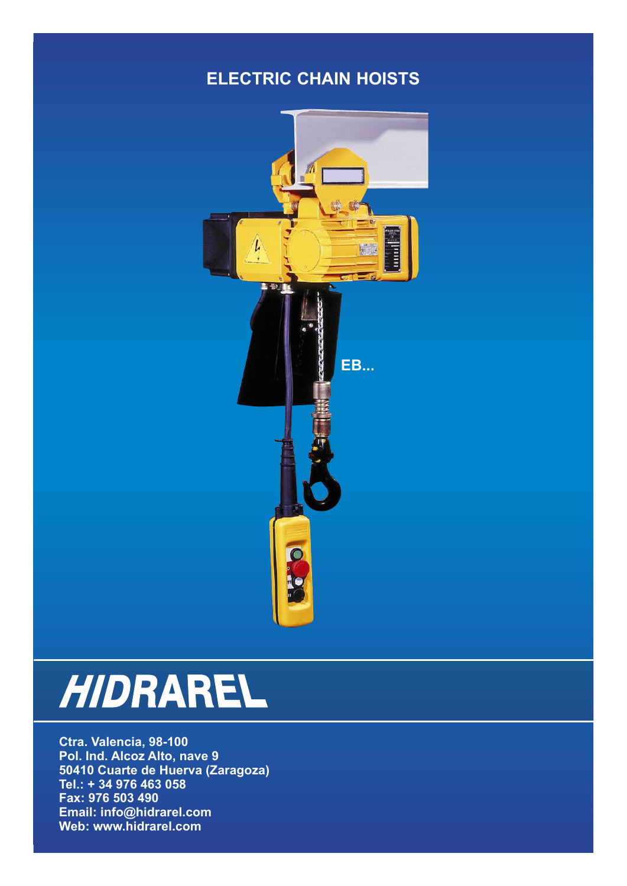# ELECTRIC CHAIN HOISTS

EB...

# HIDRAREL

**Ctra. Valencia, 98-100**
**Pol. Ind. Alcoz Alto, nave 9**
**50410 Cuarte de Huerva (Zaragoza)**
**Tel.: + 34 976 463 058**
**Fax: 976 503 490**
**Email: info@hidrarel.com**
**Web: www.hidrarel.com**